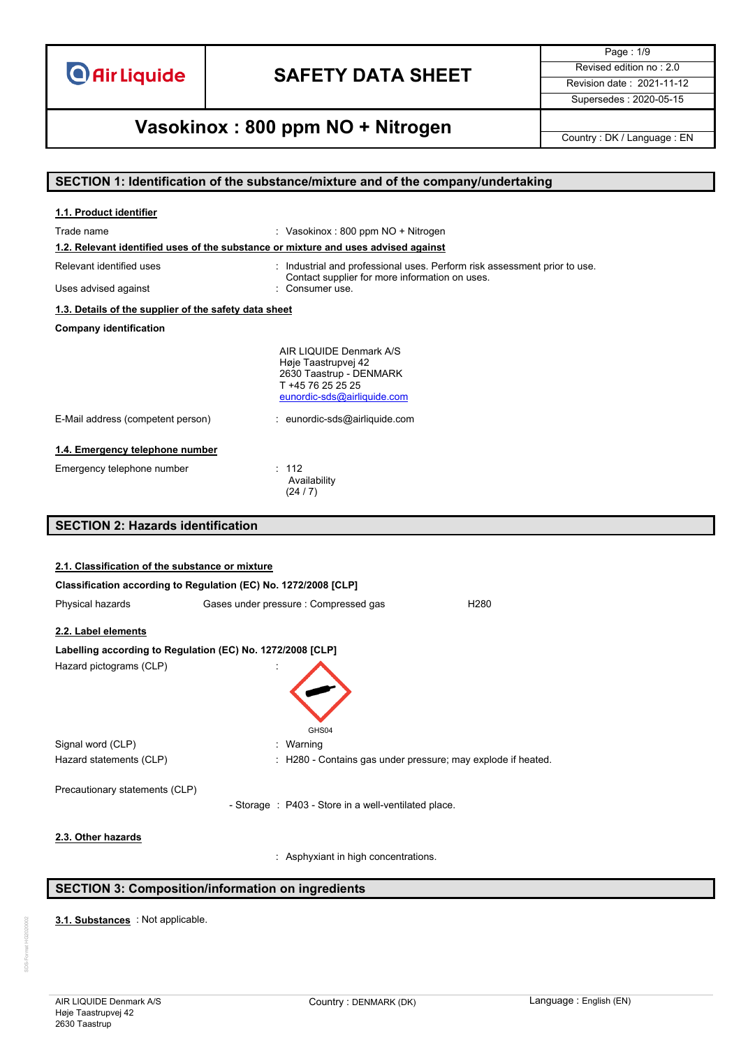# SAFETY DATA SHEET

## Vasokinox : 800 ppm NO + Nitrogen

| | |
|---|---|
| Revised edition no : 2.0 | |
| Revision date : 2021-11-12 | |
| Supersedes : 2020-05-15 | |
| Country : DK / Language : EN | |

## SECTION 1: Identification of the substance/mixture and of the company/undertaking

### 1.1. Product identifier

Trade name : Vasokinox : 800 ppm NO + Nitrogen

### 1.2. Relevant identified uses of the substance or mixture and uses advised against

Relevant identified uses : Industrial and professional uses. Perform risk assessment prior to use. Contact supplier for more information on uses.

Uses advised against : Consumer use.

### 1.3. Details of the supplier of the safety data sheet

**Company identification**

AIR LIQUIDE Denmark A/S
Høje Taastrupvej 42
2630 Taastrup - DENMARK
T +45 76 25 25 25
eunordic-sds@airliquide.com

E-Mail address (competent person) : eunordic-sds@airliquide.com

### 1.4. Emergency telephone number

Emergency telephone number : 112
Availability
(24 / 7)

## SECTION 2: Hazards identification

### 2.1. Classification of the substance or mixture

**Classification according to Regulation (EC) No. 1272/2008 [CLP]**

| Physical hazards | Gases under pressure : Compressed gas | H280 |
|---|---|---|

### 2.2. Label elements

**Labelling according to Regulation (EC) No. 1272/2008 [CLP]**

Hazard pictograms (CLP) :

GHS04

Signal word (CLP) : Warning

Hazard statements (CLP) : H280 - Contains gas under pressure; may explode if heated.

Precautionary statements (CLP)

- Storage : P403 - Store in a well-ventilated place.

### 2.3. Other hazards

: Asphyxiant in high concentrations.

## SECTION 3: Composition/information on ingredients

**3.1. Substances** : Not applicable.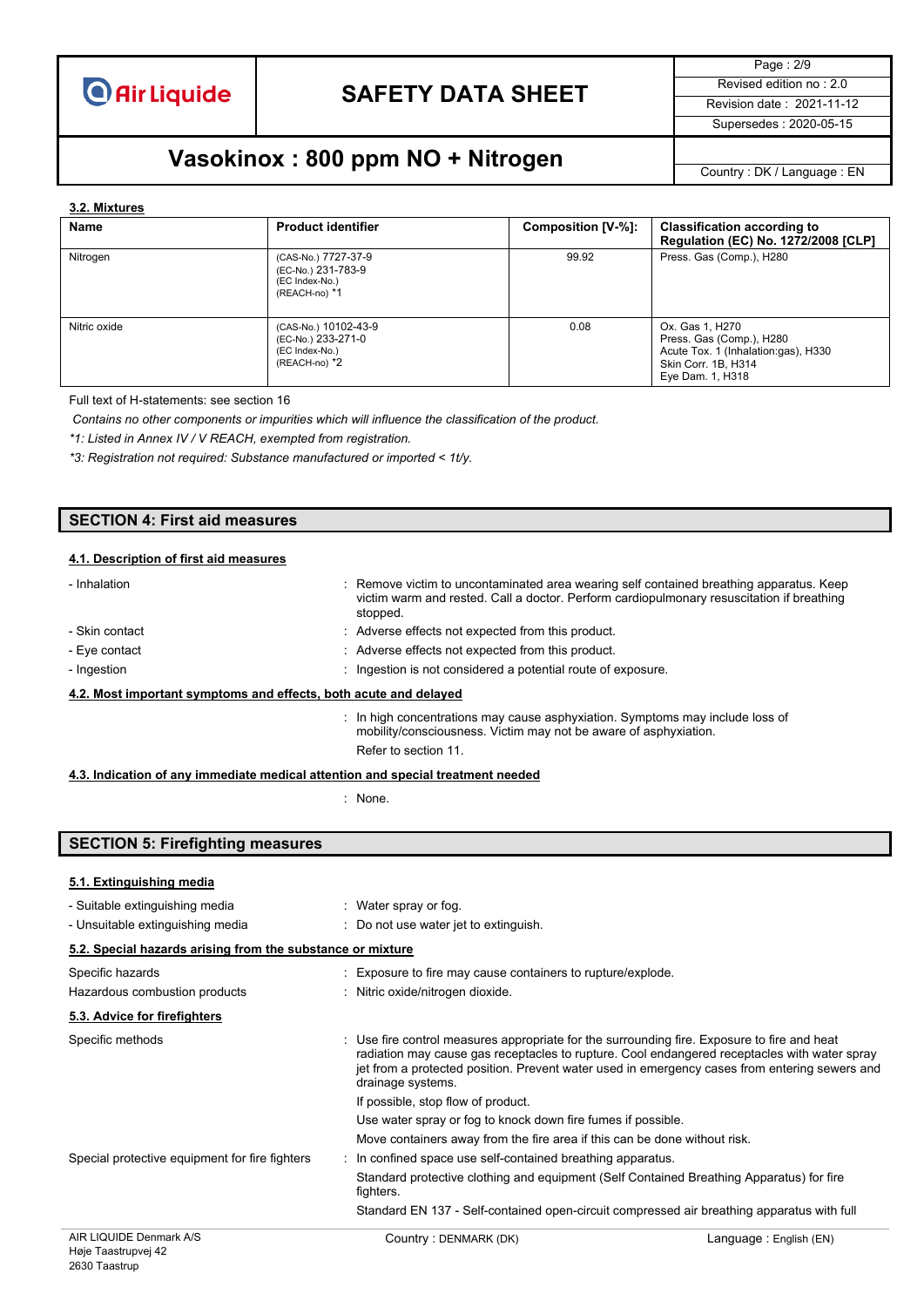### 3.2. Mixtures

| Name | Product identifier | Composition [V-%]: | Classification according to Regulation (EC) No. 1272/2008 [CLP] |
|---|---|---|---|
| Nitrogen | (CAS-No.) 7727-37-9<br>(EC-No.) 231-783-9<br>(EC Index-No.)<br>(REACH-no) *1 | 99.92 | Press. Gas (Comp.), H280 |
| Nitric oxide | (CAS-No.) 10102-43-9<br>(EC-No.) 233-271-0<br>(EC Index-No.)<br>(REACH-no) *2 | 0.08 | Ox. Gas 1, H270<br>Press. Gas (Comp.), H280<br>Acute Tox. 1 (Inhalation:gas), H330<br>Skin Corr. 1B, H314<br>Eye Dam. 1, H318 |

Full text of H-statements: see section 16

*Contains no other components or impurities which will influence the classification of the product.*

*\*1: Listed in Annex IV / V REACH, exempted from registration.*

*\*3: Registration not required: Substance manufactured or imported < 1t/y.*

## SECTION 4: First aid measures

### 4.1. Description of first aid measures

- Inhalation : Remove victim to uncontaminated area wearing self contained breathing apparatus. Keep victim warm and rested. Call a doctor. Perform cardiopulmonary resuscitation if breathing stopped.
- Skin contact : Adverse effects not expected from this product.
- Eye contact : Adverse effects not expected from this product.
- Ingestion : Ingestion is not considered a potential route of exposure.

### 4.2. Most important symptoms and effects, both acute and delayed

: In high concentrations may cause asphyxiation. Symptoms may include loss of mobility/consciousness. Victim may not be aware of asphyxiation.

Refer to section 11.

### 4.3. Indication of any immediate medical attention and special treatment needed

: None.

## SECTION 5: Firefighting measures

### 5.1. Extinguishing media

- Suitable extinguishing media : Water spray or fog.
- Unsuitable extinguishing media : Do not use water jet to extinguish.

### 5.2. Special hazards arising from the substance or mixture

Specific hazards : Exposure to fire may cause containers to rupture/explode.

Hazardous combustion products : Nitric oxide/nitrogen dioxide.

### 5.3. Advice for firefighters

Specific methods : Use fire control measures appropriate for the surrounding fire. Exposure to fire and heat radiation may cause gas receptacles to rupture. Cool endangered receptacles with water spray jet from a protected position. Prevent water used in emergency cases from entering sewers and drainage systems.

If possible, stop flow of product.

Use water spray or fog to knock down fire fumes if possible.

Move containers away from the fire area if this can be done without risk.

Special protective equipment for fire fighters : In confined space use self-contained breathing apparatus.

Standard protective clothing and equipment (Self Contained Breathing Apparatus) for fire fighters.

Standard EN 137 - Self-contained open-circuit compressed air breathing apparatus with full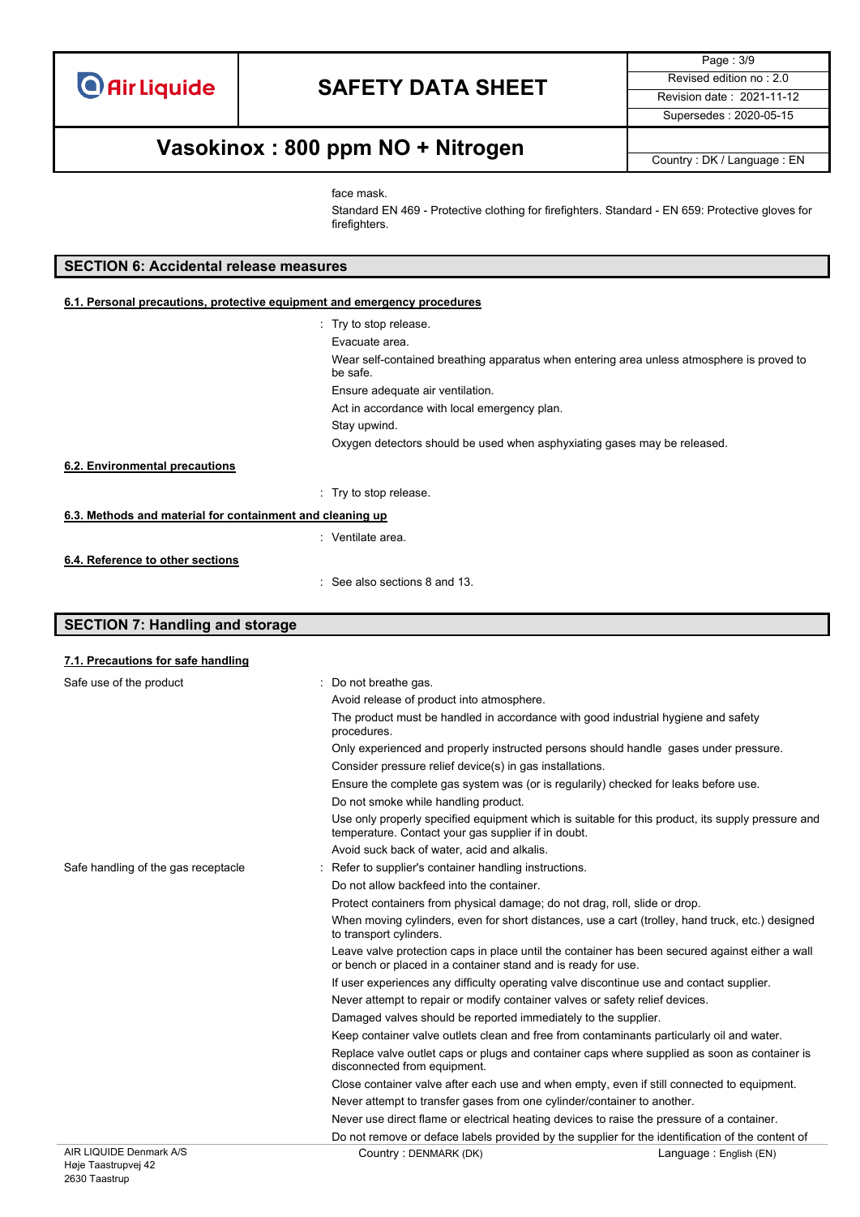face mask.

Standard EN 469 - Protective clothing for firefighters. Standard - EN 659: Protective gloves for firefighters.

## SECTION 6: Accidental release measures

### 6.1. Personal precautions, protective equipment and emergency procedures

: Try to stop release.

Evacuate area.

Wear self-contained breathing apparatus when entering area unless atmosphere is proved to be safe.

Ensure adequate air ventilation.

Act in accordance with local emergency plan.

Stay upwind.

Oxygen detectors should be used when asphyxiating gases may be released.

### 6.2. Environmental precautions

: Try to stop release.

### 6.3. Methods and material for containment and cleaning up

: Ventilate area.

### 6.4. Reference to other sections

: See also sections 8 and 13.

## SECTION 7: Handling and storage

### 7.1. Precautions for safe handling

Safe use of the product : Do not breathe gas.

Avoid release of product into atmosphere.

The product must be handled in accordance with good industrial hygiene and safety procedures.

Only experienced and properly instructed persons should handle gases under pressure.

Consider pressure relief device(s) in gas installations.

Ensure the complete gas system was (or is regularily) checked for leaks before use.

Do not smoke while handling product.

Use only properly specified equipment which is suitable for this product, its supply pressure and temperature. Contact your gas supplier if in doubt.

Avoid suck back of water, acid and alkalis.

Safe handling of the gas receptacle : Refer to supplier's container handling instructions.

Do not allow backfeed into the container.

Protect containers from physical damage; do not drag, roll, slide or drop.

When moving cylinders, even for short distances, use a cart (trolley, hand truck, etc.) designed to transport cylinders.

Leave valve protection caps in place until the container has been secured against either a wall or bench or placed in a container stand and is ready for use.

If user experiences any difficulty operating valve discontinue use and contact supplier.

Never attempt to repair or modify container valves or safety relief devices.

Damaged valves should be reported immediately to the supplier.

Keep container valve outlets clean and free from contaminants particularly oil and water.

Replace valve outlet caps or plugs and container caps where supplied as soon as container is disconnected from equipment.

Close container valve after each use and when empty, even if still connected to equipment.

Never attempt to transfer gases from one cylinder/container to another.

Never use direct flame or electrical heating devices to raise the pressure of a container.

Do not remove or deface labels provided by the supplier for the identification of the content of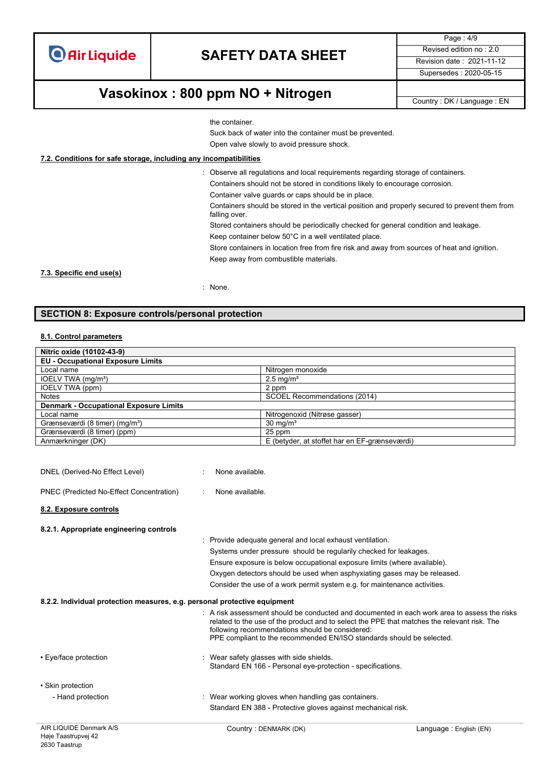the container.

Suck back of water into the container must be prevented.

Open valve slowly to avoid pressure shock.

**7.2. Conditions for safe storage, including any incompatibilities**

: Observe all regulations and local requirements regarding storage of containers.

Containers should not be stored in conditions likely to encourage corrosion.

Container valve guards or caps should be in place.

Containers should be stored in the vertical position and properly secured to prevent them from falling over.

Stored containers should be periodically checked for general condition and leakage.

Keep container below 50°C in a well ventilated place.

Store containers in location free from fire risk and away from sources of heat and ignition.

Keep away from combustible materials.

**7.3. Specific end use(s)**

: None.

## SECTION 8: Exposure controls/personal protection

**8.1. Control parameters**

| Nitric oxide (10102-43-9) | |
|---|---|
| **EU - Occupational Exposure Limits** | |
| Local name | Nitrogen monoxide |
| IOELV TWA (mg/m³) | 2.5 mg/m³ |
| IOELV TWA (ppm) | 2 ppm |
| Notes | SCOEL Recommendations (2014) |
| **Denmark - Occupational Exposure Limits** | |
| Local name | Nitrogenoxid (Nitrøse gasser) |
| Grænseværdi (8 timer) (mg/m³) | 30 mg/m³ |
| Grænseværdi (8 timer) (ppm) | 25 ppm |
| Anmærkninger (DK) | E (betyder, at stoffet har en EF-grænseværdi) |

DNEL (Derived-No Effect Level) : None available.

PNEC (Predicted No-Effect Concentration) : None available.

**8.2. Exposure controls**

**8.2.1. Appropriate engineering controls**

: Provide adequate general and local exhaust ventilation.

Systems under pressure should be regularly checked for leakages.

Ensure exposure is below occupational exposure limits (where available).

Oxygen detectors should be used when asphyxiating gases may be released.

Consider the use of a work permit system e.g. for maintenance activities.

**8.2.2. Individual protection measures, e.g. personal protective equipment**

: A risk assessment should be conducted and documented in each work area to assess the risks related to the use of the product and to select the PPE that matches the relevant risk. The following recommendations should be considered:
PPE compliant to the recommended EN/ISO standards should be selected.

• Eye/face protection : Wear safety glasses with side shields.
Standard EN 166 - Personal eye-protection - specifications.

• Skin protection

- Hand protection : Wear working gloves when handling gas containers.
Standard EN 388 - Protective gloves against mechanical risk.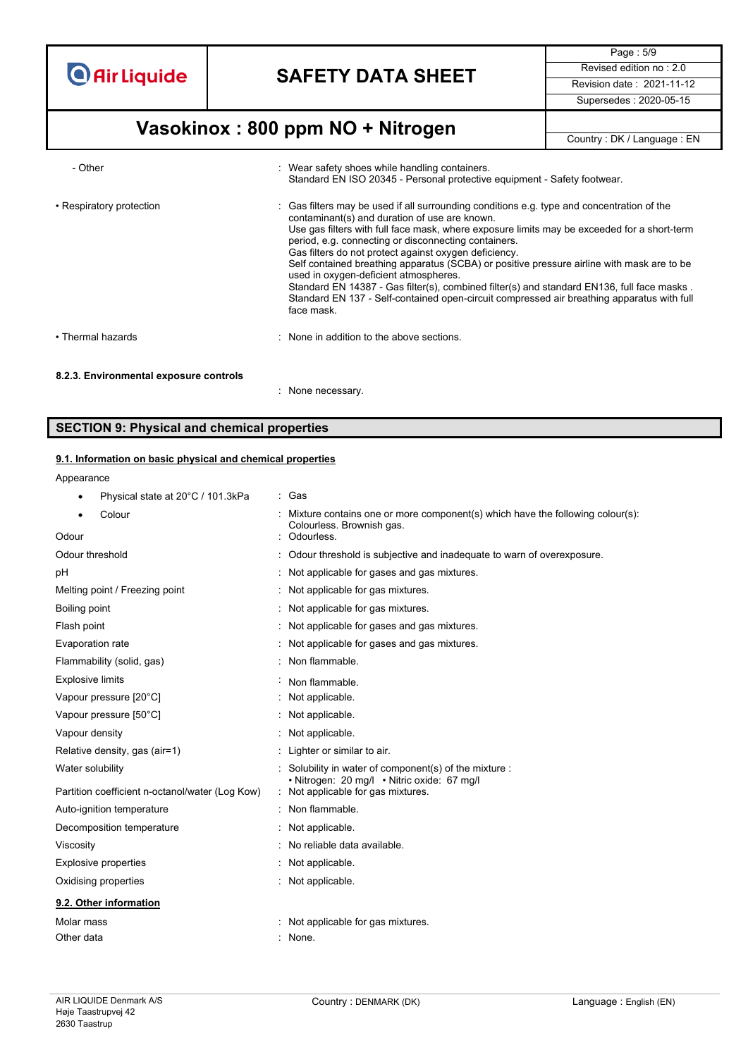| | |
|---|---|
| - Other | : Wear safety shoes while handling containers. Standard EN ISO 20345 - Personal protective equipment - Safety footwear. |
| • Respiratory protection | : Gas filters may be used if all surrounding conditions e.g. type and concentration of the contaminant(s) and duration of use are known. Use gas filters with full face mask, where exposure limits may be exceeded for a short-term period, e.g. connecting or disconnecting containers. Gas filters do not protect against oxygen deficiency. Self contained breathing apparatus (SCBA) or positive pressure airline with mask are to be used in oxygen-deficient atmospheres. Standard EN 14387 - Gas filter(s), combined filter(s) and standard EN136, full face masks . Standard EN 137 - Self-contained open-circuit compressed air breathing apparatus with full face mask. |
| • Thermal hazards | : None in addition to the above sections. |

**8.2.3. Environmental exposure controls**

: None necessary.

## SECTION 9: Physical and chemical properties

### 9.1. Information on basic physical and chemical properties

| | |
|---|---|
| Appearance | |
| • Physical state at 20°C / 101.3kPa | : Gas |
| • Colour | : Mixture contains one or more component(s) which have the following colour(s): Colourless. Brownish gas. |
| Odour | : Odourless. |
| Odour threshold | : Odour threshold is subjective and inadequate to warn of overexposure. |
| pH | : Not applicable for gases and gas mixtures. |
| Melting point / Freezing point | : Not applicable for gas mixtures. |
| Boiling point | : Not applicable for gas mixtures. |
| Flash point | : Not applicable for gases and gas mixtures. |
| Evaporation rate | : Not applicable for gases and gas mixtures. |
| Flammability (solid, gas) | : Non flammable. |
| Explosive limits | : Non flammable. |
| Vapour pressure [20°C] | : Not applicable. |
| Vapour pressure [50°C] | : Not applicable. |
| Vapour density | : Not applicable. |
| Relative density, gas (air=1) | : Lighter or similar to air. |
| Water solubility | : Solubility in water of component(s) of the mixture : • Nitrogen: 20 mg/l • Nitric oxide: 67 mg/l |
| Partition coefficient n-octanol/water (Log Kow) | : Not applicable for gas mixtures. |
| Auto-ignition temperature | : Non flammable. |
| Decomposition temperature | : Not applicable. |
| Viscosity | : No reliable data available. |
| Explosive properties | : Not applicable. |
| Oxidising properties | : Not applicable. |

### 9.2. Other information

| | |
|---|---|
| Molar mass | : Not applicable for gas mixtures. |
| Other data | : None. |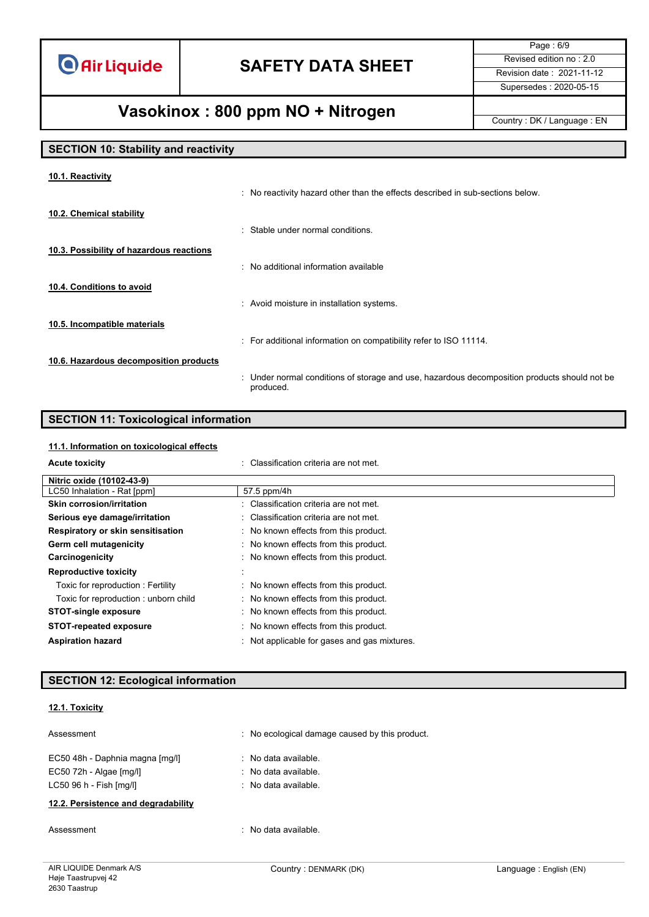## SECTION 10: Stability and reactivity

**10.1. Reactivity**

: No reactivity hazard other than the effects described in sub-sections below.

**10.2. Chemical stability**

: Stable under normal conditions.

**10.3. Possibility of hazardous reactions**

: No additional information available

**10.4. Conditions to avoid**

: Avoid moisture in installation systems.

**10.5. Incompatible materials**

: For additional information on compatibility refer to ISO 11114.

**10.6. Hazardous decomposition products**

: Under normal conditions of storage and use, hazardous decomposition products should not be produced.

## SECTION 11: Toxicological information

**11.1. Information on toxicological effects**

**Acute toxicity** : Classification criteria are not met.

| Nitric oxide (10102-43-9) | |
|---|---|
| LC50 Inhalation - Rat [ppm] | 57.5 ppm/4h |

**Skin corrosion/irritation** : Classification criteria are not met.

**Serious eye damage/irritation** : Classification criteria are not met.

**Respiratory or skin sensitisation** : No known effects from this product.

**Germ cell mutagenicity** : No known effects from this product.

**Carcinogenicity** : No known effects from this product.

**Reproductive toxicity** :

Toxic for reproduction : Fertility : No known effects from this product.

Toxic for reproduction : unborn child : No known effects from this product.

**STOT-single exposure** : No known effects from this product.

**STOT-repeated exposure** : No known effects from this product.

**Aspiration hazard** : Not applicable for gases and gas mixtures.

## SECTION 12: Ecological information

**12.1. Toxicity**

Assessment : No ecological damage caused by this product.

EC50 48h - Daphnia magna [mg/l] : No data available.

EC50 72h - Algae [mg/l] : No data available.

LC50 96 h - Fish [mg/l] : No data available.

**12.2. Persistence and degradability**

Assessment : No data available.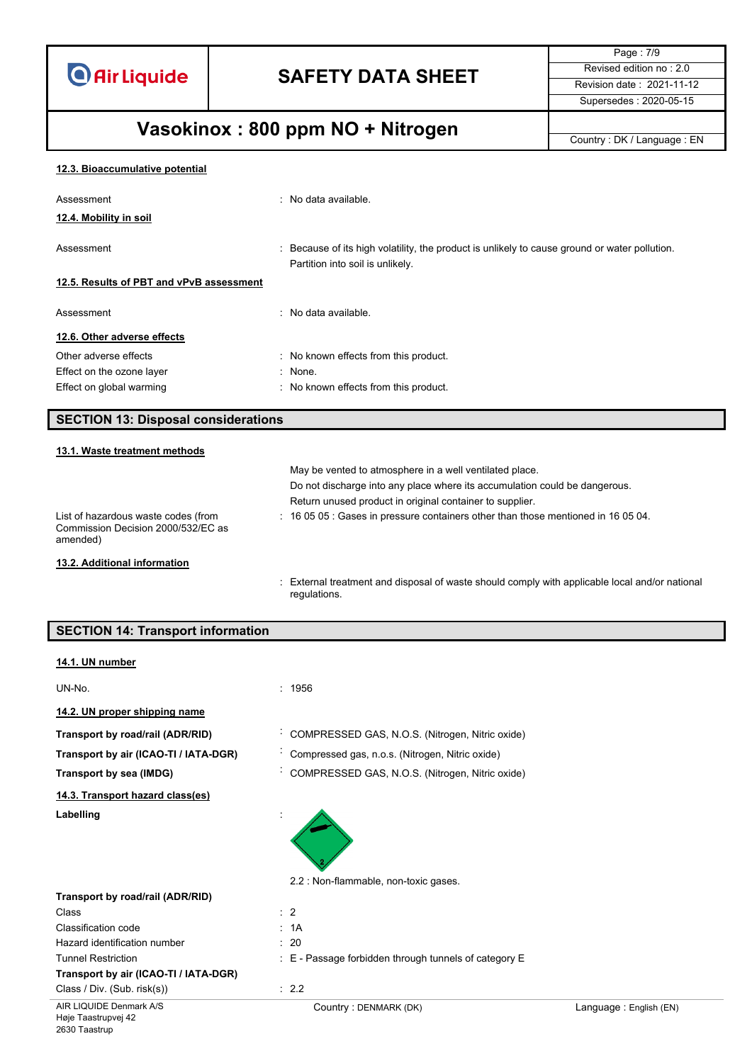### 12.3. Bioaccumulative potential

| | |
|---|---|
| Assessment | : No data available. |

### 12.4. Mobility in soil

| | |
|---|---|
| Assessment | : Because of its high volatility, the product is unlikely to cause ground or water pollution. Partition into soil is unlikely. |

### 12.5. Results of PBT and vPvB assessment

| | |
|---|---|
| Assessment | : No data available. |

### 12.6. Other adverse effects

| | |
|---|---|
| Other adverse effects | : No known effects from this product. |
| Effect on the ozone layer | : None. |
| Effect on global warming | : No known effects from this product. |

## SECTION 13: Disposal considerations

### 13.1. Waste treatment methods

May be vented to atmosphere in a well ventilated place.
Do not discharge into any place where its accumulation could be dangerous.
Return unused product in original container to supplier.

| | |
|---|---|
| List of hazardous waste codes (from Commission Decision 2000/532/EC as amended) | : 16 05 05 : Gases in pressure containers other than those mentioned in 16 05 04. |

### 13.2. Additional information

: External treatment and disposal of waste should comply with applicable local and/or national regulations.

## SECTION 14: Transport information

### 14.1. UN number

| | |
|---|---|
| UN-No. | : 1956 |

### 14.2. UN proper shipping name

| | |
|---|---|
| **Transport by road/rail (ADR/RID)** | : COMPRESSED GAS, N.O.S. (Nitrogen, Nitric oxide) |
| **Transport by air (ICAO-TI / IATA-DGR)** | : Compressed gas, n.o.s. (Nitrogen, Nitric oxide) |
| **Transport by sea (IMDG)** | : COMPRESSED GAS, N.O.S. (Nitrogen, Nitric oxide) |

### 14.3. Transport hazard class(es)

**Labelling** :

2.2 : Non-flammable, non-toxic gases.

**Transport by road/rail (ADR/RID)**

| | |
|---|---|
| Class | : 2 |
| Classification code | : 1A |
| Hazard identification number | : 20 |
| Tunnel Restriction | : E - Passage forbidden through tunnels of category E |

**Transport by air (ICAO-TI / IATA-DGR)**

| | |
|---|---|
| Class / Div. (Sub. risk(s)) | : 2.2 |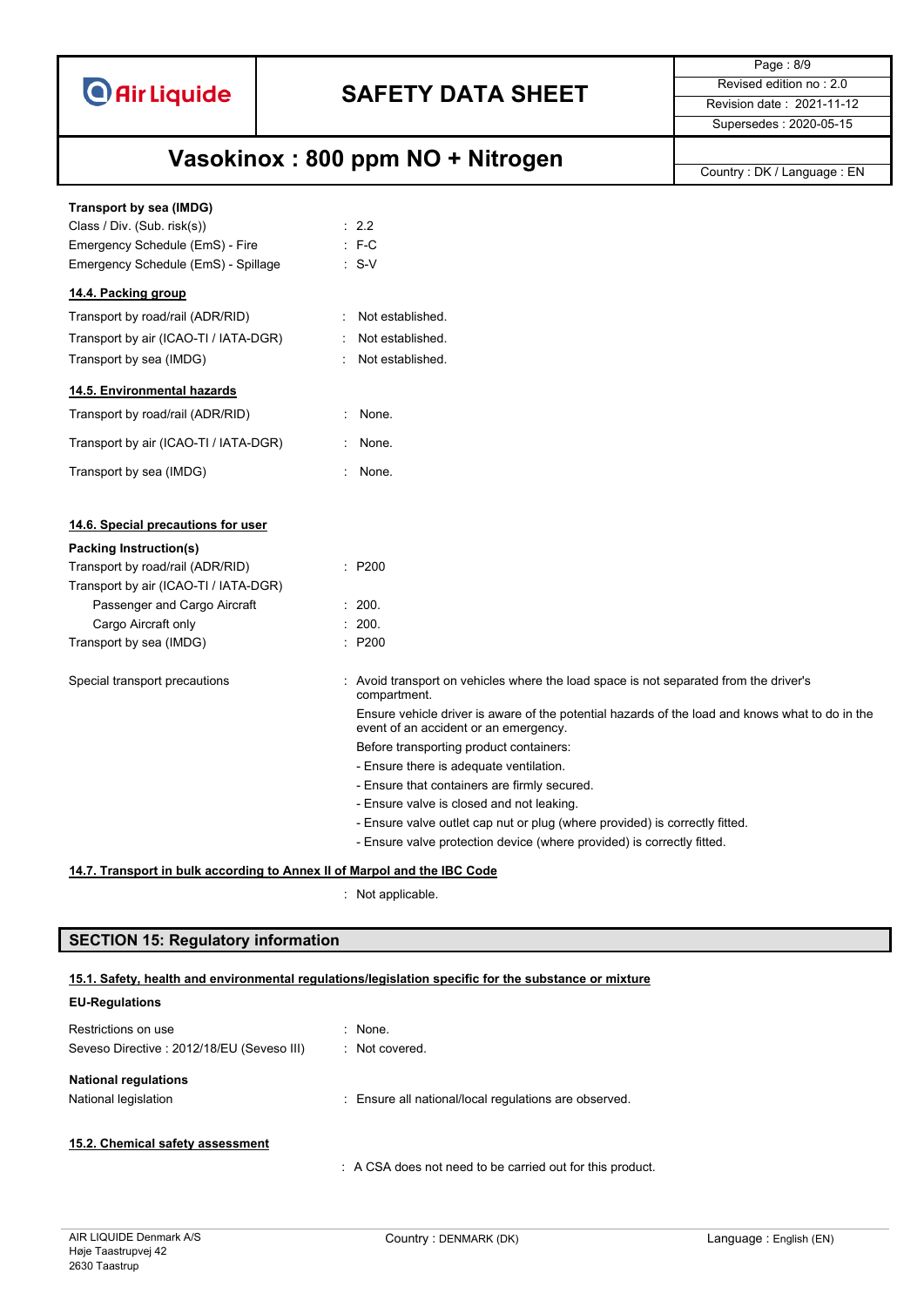**Transport by sea (IMDG)**

| | |
|---|---|
| Class / Div. (Sub. risk(s)) | : 2.2 |
| Emergency Schedule (EmS) - Fire | : F-C |
| Emergency Schedule (EmS) - Spillage | : S-V |

### 14.4. Packing group

| | |
|---|---|
| Transport by road/rail (ADR/RID) | : Not established. |
| Transport by air (ICAO-TI / IATA-DGR) | : Not established. |
| Transport by sea (IMDG) | : Not established. |

### 14.5. Environmental hazards

| | |
|---|---|
| Transport by road/rail (ADR/RID) | : None. |
| Transport by air (ICAO-TI / IATA-DGR) | : None. |
| Transport by sea (IMDG) | : None. |

### 14.6. Special precautions for user

**Packing Instruction(s)**

| | |
|---|---|
| Transport by road/rail (ADR/RID) | : P200 |
| Transport by air (ICAO-TI / IATA-DGR) | |
| Passenger and Cargo Aircraft | : 200. |
| Cargo Aircraft only | : 200. |
| Transport by sea (IMDG) | : P200 |

Special transport precautions : Avoid transport on vehicles where the load space is not separated from the driver's compartment.

Ensure vehicle driver is aware of the potential hazards of the load and knows what to do in the event of an accident or an emergency.

Before transporting product containers:

- Ensure there is adequate ventilation.
- Ensure that containers are firmly secured.
- Ensure valve is closed and not leaking.
- Ensure valve outlet cap nut or plug (where provided) is correctly fitted.
- Ensure valve protection device (where provided) is correctly fitted.

### 14.7. Transport in bulk according to Annex II of Marpol and the IBC Code

: Not applicable.

## SECTION 15: Regulatory information

### 15.1. Safety, health and environmental regulations/legislation specific for the substance or mixture

**EU-Regulations**

| | |
|---|---|
| Restrictions on use | : None. |
| Seveso Directive : 2012/18/EU (Seveso III) | : Not covered. |

**National regulations**

| | |
|---|---|
| National legislation | : Ensure all national/local regulations are observed. |

### 15.2. Chemical safety assessment

: A CSA does not need to be carried out for this product.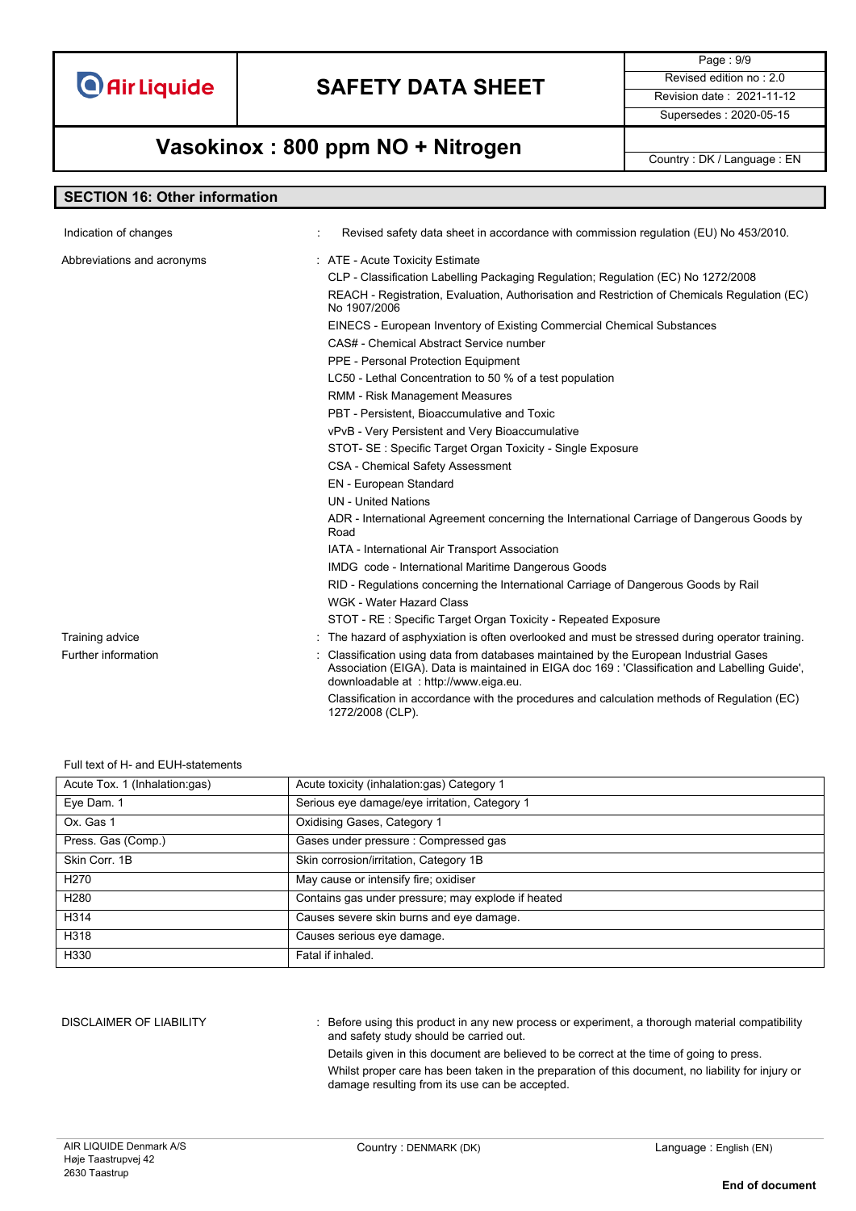## SECTION 16: Other information

Indication of changes : Revised safety data sheet in accordance with commission regulation (EU) No 453/2010.

Abbreviations and acronyms :
- ATE - Acute Toxicity Estimate
- CLP - Classification Labelling Packaging Regulation; Regulation (EC) No 1272/2008
- REACH - Registration, Evaluation, Authorisation and Restriction of Chemicals Regulation (EC) No 1907/2006
- EINECS - European Inventory of Existing Commercial Chemical Substances
- CAS# - Chemical Abstract Service number
- PPE - Personal Protection Equipment
- LC50 - Lethal Concentration to 50 % of a test population
- RMM - Risk Management Measures
- PBT - Persistent, Bioaccumulative and Toxic
- vPvB - Very Persistent and Very Bioaccumulative
- STOT- SE : Specific Target Organ Toxicity - Single Exposure
- CSA - Chemical Safety Assessment
- EN - European Standard
- UN - United Nations
- ADR - International Agreement concerning the International Carriage of Dangerous Goods by Road
- IATA - International Air Transport Association
- IMDG code - International Maritime Dangerous Goods
- RID - Regulations concerning the International Carriage of Dangerous Goods by Rail
- WGK - Water Hazard Class
- STOT - RE : Specific Target Organ Toxicity - Repeated Exposure

Training advice : The hazard of asphyxiation is often overlooked and must be stressed during operator training.

Further information : Classification using data from databases maintained by the European Industrial Gases Association (EIGA). Data is maintained in EIGA doc 169 : 'Classification and Labelling Guide', downloadable at : http://www.eiga.eu.

Classification in accordance with the procedures and calculation methods of Regulation (EC) 1272/2008 (CLP).

Full text of H- and EUH-statements

| | |
|---|---|
| Acute Tox. 1 (Inhalation:gas) | Acute toxicity (inhalation:gas) Category 1 |
| Eye Dam. 1 | Serious eye damage/eye irritation, Category 1 |
| Ox. Gas 1 | Oxidising Gases, Category 1 |
| Press. Gas (Comp.) | Gases under pressure : Compressed gas |
| Skin Corr. 1B | Skin corrosion/irritation, Category 1B |
| H270 | May cause or intensify fire; oxidiser |
| H280 | Contains gas under pressure; may explode if heated |
| H314 | Causes severe skin burns and eye damage. |
| H318 | Causes serious eye damage. |
| H330 | Fatal if inhaled. |

DISCLAIMER OF LIABILITY : Before using this product in any new process or experiment, a thorough material compatibility and safety study should be carried out.

Details given in this document are believed to be correct at the time of going to press.

Whilst proper care has been taken in the preparation of this document, no liability for injury or damage resulting from its use can be accepted.

**End of document**